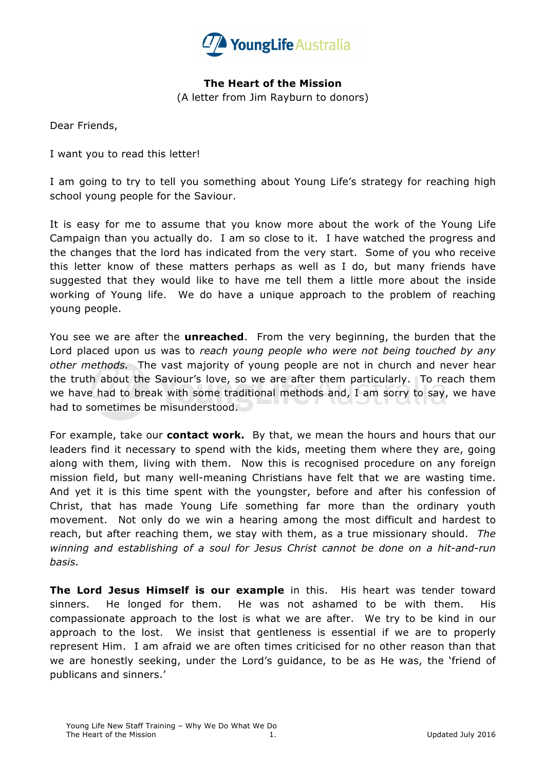**The Heart of the Mission**

(A letter from Jim Rayburn to donors)

Dear Friends,

I want you to read this letter!

I am going to try to tell you something about Young Life's strategy for reaching high school young people for the Saviour.

It is easy for me to assume that you know more about the work of the Young Life Campaign than you actually do. I am so close to it. I have watched the progress and the changes that the lord has indicated from the very start. Some of you who receive this letter know of these matters perhaps as well as I do, but many friends have suggested that they would like to have me tell them a little more about the inside working of Young life. We do have a unique approach to the problem of reaching young people.

You see we are after the **unreached**. From the very beginning, the burden that the Lord placed upon us was to *reach young people who were not being touched by any other methods.* The vast majority of young people are not in church and never hear the truth about the Saviour's love, so we are after them particularly. To reach them we have had to break with some traditional methods and, I am sorry to say, we have had to sometimes be misunderstood.

For example, take our **contact work.** By that, we mean the hours and hours that our leaders find it necessary to spend with the kids, meeting them where they are, going along with them, living with them. Now this is recognised procedure on any foreign mission field, but many well-meaning Christians have felt that we are wasting time. And yet it is this time spent with the youngster, before and after his confession of Christ, that has made Young Life something far more than the ordinary youth movement. Not only do we win a hearing among the most difficult and hardest to reach, but after reaching them, we stay with them, as a true missionary should. *The winning and establishing of a soul for Jesus Christ cannot be done on a hit-and-run basis.*

**The Lord Jesus Himself is our example** in this. His heart was tender toward sinners. He longed for them. He was not ashamed to be with them. His compassionate approach to the lost is what we are after. We try to be kind in our approach to the lost. We insist that gentleness is essential if we are to properly represent Him. I am afraid we are often times criticised for no other reason than that we are honestly seeking, under the Lord's guidance, to be as He was, the 'friend of publicans and sinners.'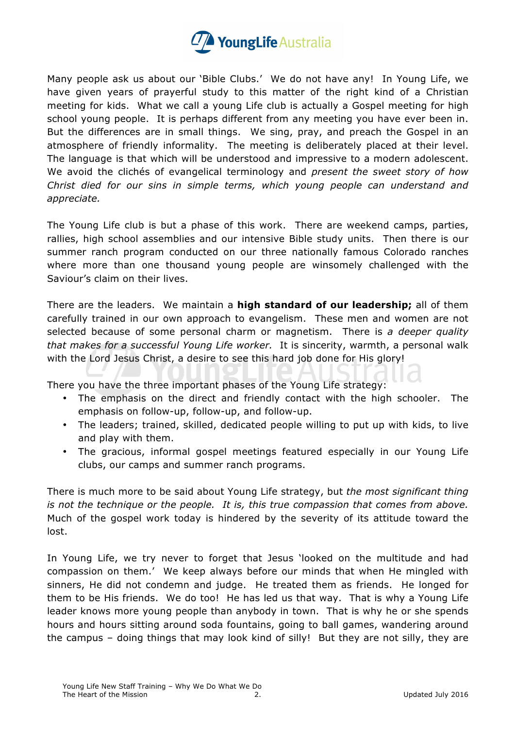Many people ask us about our 'Bible Clubs.' We do not have any! In Young Life, we have given years of prayerful study to this matter of the right kind of a Christian meeting for kids. What we call a young Life club is actually a Gospel meeting for high school young people. It is perhaps different from any meeting you have ever been in. But the differences are in small things. We sing, pray, and preach the Gospel in an atmosphere of friendly informality. The meeting is deliberately placed at their level. The language is that which will be understood and impressive to a modern adolescent. We avoid the clichés of evangelical terminology and *present the sweet story of how Christ died for our sins in simple terms, which young people can understand and appreciate.*

The Young Life club is but a phase of this work. There are weekend camps, parties, rallies, high school assemblies and our intensive Bible study units. Then there is our summer ranch program conducted on our three nationally famous Colorado ranches where more than one thousand young people are winsomely challenged with the Saviour's claim on their lives.

There are the leaders. We maintain a **high standard of our leadership;** all of them carefully trained in our own approach to evangelism. These men and women are not selected because of some personal charm or magnetism. There is *a deeper quality that makes for a successful Young Life worker.* It is sincerity, warmth, a personal walk with the Lord Jesus Christ, a desire to see this hard job done for His glory!

There you have the three important phases of the Young Life strategy:

- The emphasis on the direct and friendly contact with the high schooler. The emphasis on follow-up, follow-up, and follow-up.
- The leaders; trained, skilled, dedicated people willing to put up with kids, to live and play with them.
- The gracious, informal gospel meetings featured especially in our Young Life clubs, our camps and summer ranch programs.

There is much more to be said about Young Life strategy, but *the most significant thing is not the technique or the people. It is, this true compassion that comes from above.* Much of the gospel work today is hindered by the severity of its attitude toward the lost.

In Young Life, we try never to forget that Jesus 'looked on the multitude and had compassion on them.' We keep always before our minds that when He mingled with sinners, He did not condemn and judge. He treated them as friends. He longed for them to be His friends. We do too! He has led us that way. That is why a Young Life leader knows more young people than anybody in town. That is why he or she spends hours and hours sitting around soda fountains, going to ball games, wandering around the campus – doing things that may look kind of silly! But they are not silly, they are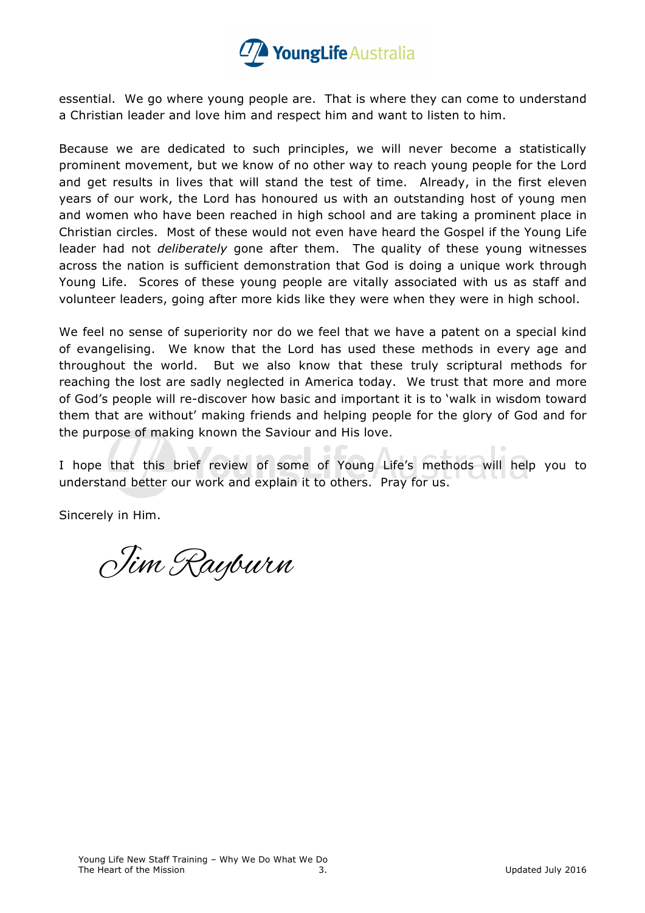essential. We go where young people are. That is where they can come to understand a Christian leader and love him and respect him and want to listen to him.

Because we are dedicated to such principles, we will never become a statistically prominent movement, but we know of no other way to reach young people for the Lord and get results in lives that will stand the test of time. Already, in the first eleven years of our work, the Lord has honoured us with an outstanding host of young men and women who have been reached in high school and are taking a prominent place in Christian circles. Most of these would not even have heard the Gospel if the Young Life leader had not *deliberately* gone after them. The quality of these young witnesses across the nation is sufficient demonstration that God is doing a unique work through Young Life. Scores of these young people are vitally associated with us as staff and volunteer leaders, going after more kids like they were when they were in high school.

We feel no sense of superiority nor do we feel that we have a patent on a special kind of evangelising. We know that the Lord has used these methods in every age and throughout the world. But we also know that these truly scriptural methods for reaching the lost are sadly neglected in America today. We trust that more and more of God's people will re-discover how basic and important it is to 'walk in wisdom toward them that are without' making friends and helping people for the glory of God and for the purpose of making known the Saviour and His love.

I hope that this brief review of some of Young Life's methods will help you to understand better our work and explain it to others. Pray for us.

Sincerely in Him.

Jim Rayburn